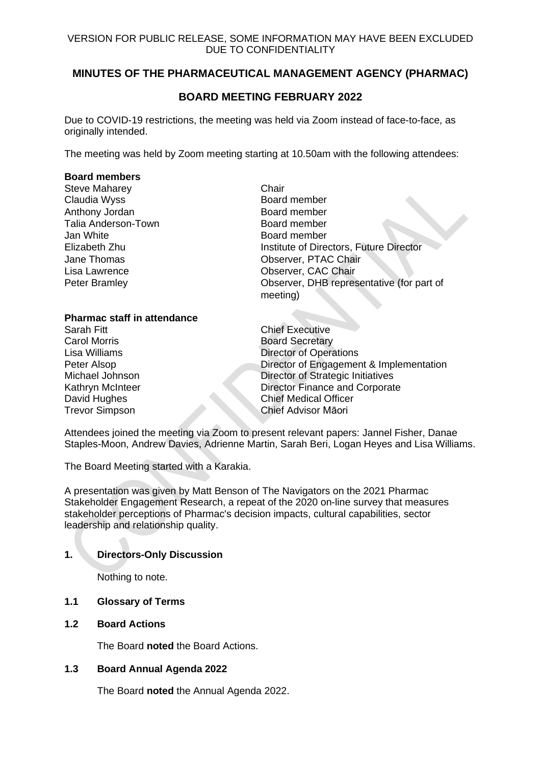VERSION FOR PUBLIC RELEASE, SOME INFORMATION MAY HAVE BEEN EXCLUDED DUE TO CONFIDENTIALITY

# MINUTES OF THE PHARMACEUTICAL MANAGEMENT AGENCY (PHARMAC)

# BOARD MEETING FEBRUARY 2022

Due to COVID-19 restrictions, the meeting was held via Zoom instead of face-to-face, as originally intended.

The meeting was held by Zoom meeting starting at 10.50am with the following attendees:

**Board members**

| | |
|---|---|
| Steve Maharey | Chair |
| Claudia Wyss | Board member |
| Anthony Jordan | Board member |
| Talia Anderson-Town | Board member |
| Jan White | Board member |
| Elizabeth Zhu | Institute of Directors, Future Director |
| Jane Thomas | Observer, PTAC Chair |
| Lisa Lawrence | Observer, CAC Chair |
| Peter Bramley | Observer, DHB representative (for part of meeting) |

**Pharmac staff in attendance**

| | |
|---|---|
| Sarah Fitt | Chief Executive |
| Carol Morris | Board Secretary |
| Lisa Williams | Director of Operations |
| Peter Alsop | Director of Engagement & Implementation |
| Michael Johnson | Director of Strategic Initiatives |
| Kathryn McInteer | Director Finance and Corporate |
| David Hughes | Chief Medical Officer |
| Trevor Simpson | Chief Advisor Māori |

Attendees joined the meeting via Zoom to present relevant papers: Jannel Fisher, Danae Staples-Moon, Andrew Davies, Adrienne Martin, Sarah Beri, Logan Heyes and Lisa Williams.

The Board Meeting started with a Karakia.

A presentation was given by Matt Benson of The Navigators on the 2021 Pharmac Stakeholder Engagement Research, a repeat of the 2020 on-line survey that measures stakeholder perceptions of Pharmac's decision impacts, cultural capabilities, sector leadership and relationship quality.

## 1. Directors-Only Discussion

Nothing to note.

### 1.1 Glossary of Terms

### 1.2 Board Actions

The Board **noted** the Board Actions.

### 1.3 Board Annual Agenda 2022

The Board **noted** the Annual Agenda 2022.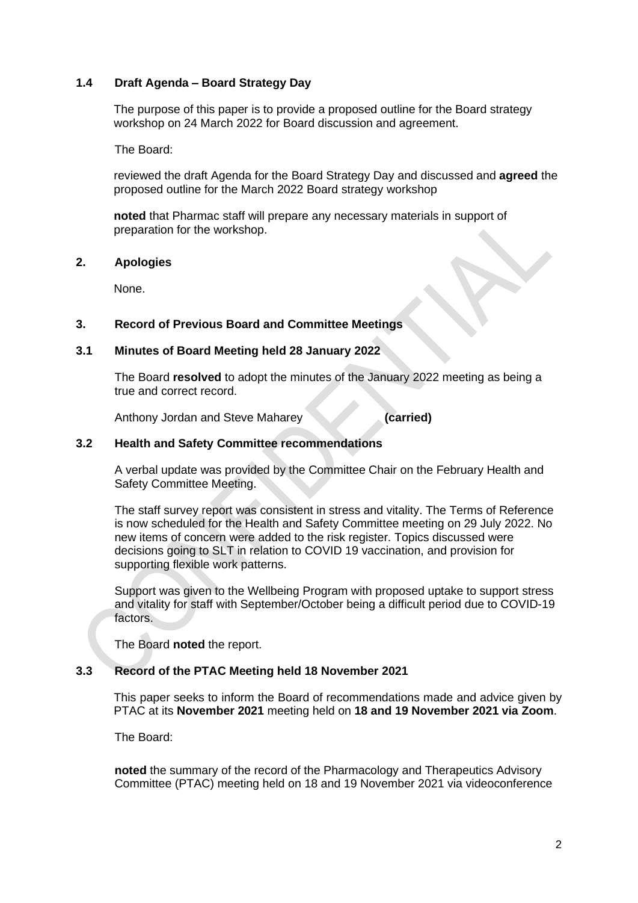### 1.4 Draft Agenda – Board Strategy Day

The purpose of this paper is to provide a proposed outline for the Board strategy workshop on 24 March 2022 for Board discussion and agreement.

The Board:

reviewed the draft Agenda for the Board Strategy Day and discussed and **agreed** the proposed outline for the March 2022 Board strategy workshop

**noted** that Pharmac staff will prepare any necessary materials in support of preparation for the workshop.

## 2. Apologies

None.

## 3. Record of Previous Board and Committee Meetings

### 3.1 Minutes of Board Meeting held 28 January 2022

The Board **resolved** to adopt the minutes of the January 2022 meeting as being a true and correct record.

Anthony Jordan and Steve Maharey **(carried)**

### 3.2 Health and Safety Committee recommendations

A verbal update was provided by the Committee Chair on the February Health and Safety Committee Meeting.

The staff survey report was consistent in stress and vitality. The Terms of Reference is now scheduled for the Health and Safety Committee meeting on 29 July 2022. No new items of concern were added to the risk register. Topics discussed were decisions going to SLT in relation to COVID 19 vaccination, and provision for supporting flexible work patterns.

Support was given to the Wellbeing Program with proposed uptake to support stress and vitality for staff with September/October being a difficult period due to COVID-19 factors.

The Board **noted** the report.

### 3.3 Record of the PTAC Meeting held 18 November 2021

This paper seeks to inform the Board of recommendations made and advice given by PTAC at its **November 2021** meeting held on **18 and 19 November 2021 via Zoom**.

The Board:

**noted** the summary of the record of the Pharmacology and Therapeutics Advisory Committee (PTAC) meeting held on 18 and 19 November 2021 via videoconference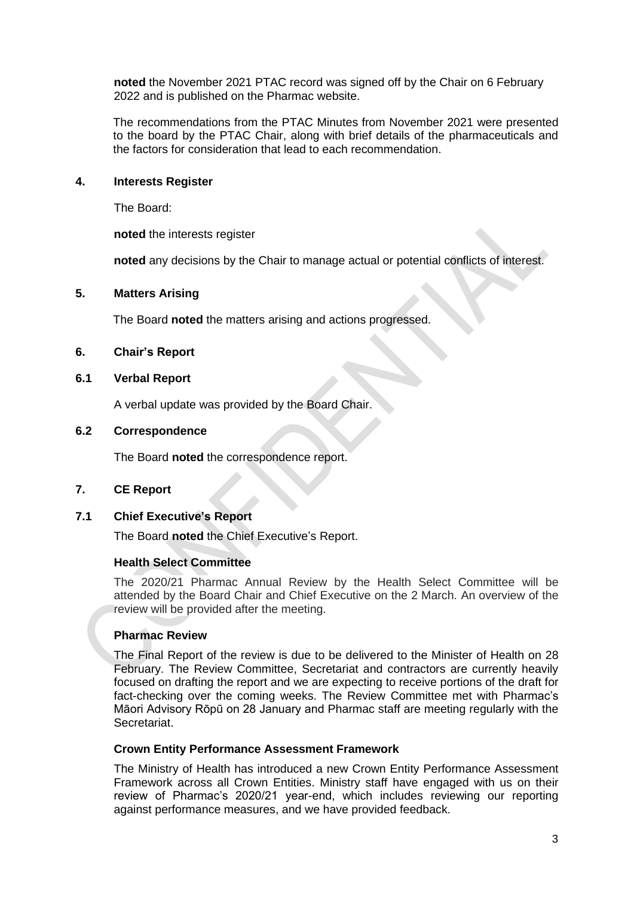**noted** the November 2021 PTAC record was signed off by the Chair on 6 February 2022 and is published on the Pharmac website.

The recommendations from the PTAC Minutes from November 2021 were presented to the board by the PTAC Chair, along with brief details of the pharmaceuticals and the factors for consideration that lead to each recommendation.

## 4. Interests Register

The Board:

**noted** the interests register

**noted** any decisions by the Chair to manage actual or potential conflicts of interest.

## 5. Matters Arising

The Board **noted** the matters arising and actions progressed.

## 6. Chair's Report

### 6.1 Verbal Report

A verbal update was provided by the Board Chair.

### 6.2 Correspondence

The Board **noted** the correspondence report.

## 7. CE Report

### 7.1 Chief Executive's Report

The Board **noted** the Chief Executive's Report.

#### Health Select Committee

The 2020/21 Pharmac Annual Review by the Health Select Committee will be attended by the Board Chair and Chief Executive on the 2 March. An overview of the review will be provided after the meeting.

#### Pharmac Review

The Final Report of the review is due to be delivered to the Minister of Health on 28 February. The Review Committee, Secretariat and contractors are currently heavily focused on drafting the report and we are expecting to receive portions of the draft for fact-checking over the coming weeks. The Review Committee met with Pharmac's Māori Advisory Rōpū on 28 January and Pharmac staff are meeting regularly with the Secretariat.

#### Crown Entity Performance Assessment Framework

The Ministry of Health has introduced a new Crown Entity Performance Assessment Framework across all Crown Entities. Ministry staff have engaged with us on their review of Pharmac's 2020/21 year-end, which includes reviewing our reporting against performance measures, and we have provided feedback.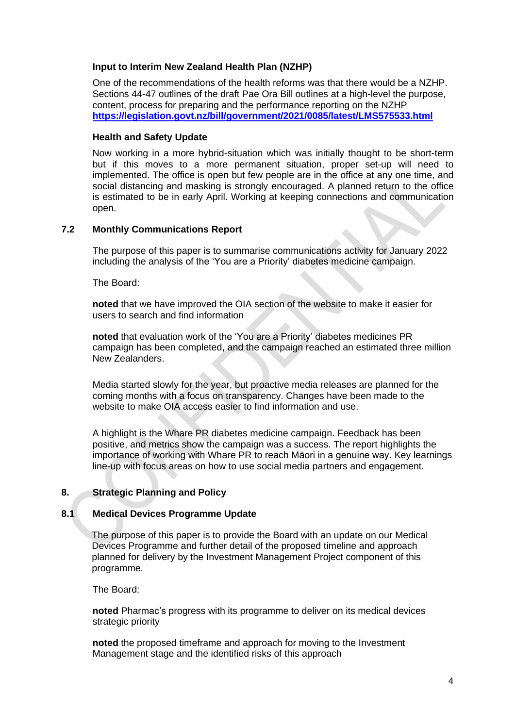**Input to Interim New Zealand Health Plan (NZHP)**

One of the recommendations of the health reforms was that there would be a NZHP. Sections 44-47 outlines of the draft Pae Ora Bill outlines at a high-level the purpose, content, process for preparing and the performance reporting on the NZHP **https://legislation.govt.nz/bill/government/2021/0085/latest/LMS575533.html**

**Health and Safety Update**

Now working in a more hybrid-situation which was initially thought to be short-term but if this moves to a more permanent situation, proper set-up will need to implemented. The office is open but few people are in the office at any one time, and social distancing and masking is strongly encouraged. A planned return to the office is estimated to be in early April. Working at keeping connections and communication open.

## 7.2 Monthly Communications Report

The purpose of this paper is to summarise communications activity for January 2022 including the analysis of the 'You are a Priority' diabetes medicine campaign.

The Board:

**noted** that we have improved the OIA section of the website to make it easier for users to search and find information

**noted** that evaluation work of the 'You are a Priority' diabetes medicines PR campaign has been completed, and the campaign reached an estimated three million New Zealanders.

Media started slowly for the year, but proactive media releases are planned for the coming months with a focus on transparency. Changes have been made to the website to make OIA access easier to find information and use.

A highlight is the Whare PR diabetes medicine campaign. Feedback has been positive, and metrics show the campaign was a success. The report highlights the importance of working with Whare PR to reach Māori in a genuine way. Key learnings line-up with focus areas on how to use social media partners and engagement.

# 8. Strategic Planning and Policy

## 8.1 Medical Devices Programme Update

The purpose of this paper is to provide the Board with an update on our Medical Devices Programme and further detail of the proposed timeline and approach planned for delivery by the Investment Management Project component of this programme.

The Board:

**noted** Pharmac's progress with its programme to deliver on its medical devices strategic priority

**noted** the proposed timeframe and approach for moving to the Investment Management stage and the identified risks of this approach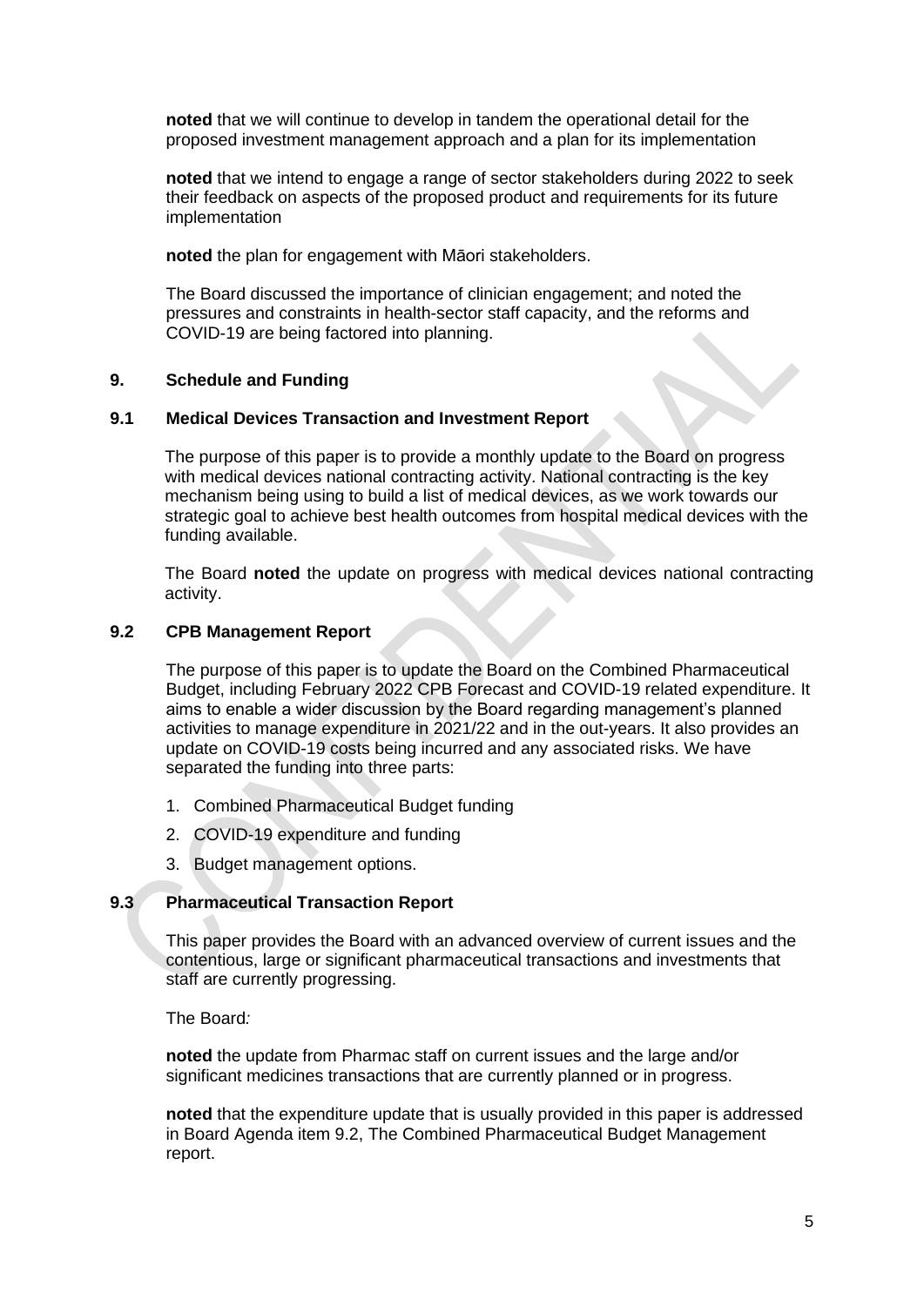**noted** that we will continue to develop in tandem the operational detail for the proposed investment management approach and a plan for its implementation

**noted** that we intend to engage a range of sector stakeholders during 2022 to seek their feedback on aspects of the proposed product and requirements for its future implementation

**noted** the plan for engagement with Māori stakeholders.

The Board discussed the importance of clinician engagement; and noted the pressures and constraints in health-sector staff capacity, and the reforms and COVID-19 are being factored into planning.

## 9. Schedule and Funding

### 9.1 Medical Devices Transaction and Investment Report

The purpose of this paper is to provide a monthly update to the Board on progress with medical devices national contracting activity. National contracting is the key mechanism being using to build a list of medical devices, as we work towards our strategic goal to achieve best health outcomes from hospital medical devices with the funding available.

The Board **noted** the update on progress with medical devices national contracting activity.

### 9.2 CPB Management Report

The purpose of this paper is to update the Board on the Combined Pharmaceutical Budget, including February 2022 CPB Forecast and COVID-19 related expenditure. It aims to enable a wider discussion by the Board regarding management's planned activities to manage expenditure in 2021/22 and in the out-years. It also provides an update on COVID-19 costs being incurred and any associated risks. We have separated the funding into three parts:

1. Combined Pharmaceutical Budget funding
2. COVID-19 expenditure and funding
3. Budget management options.

### 9.3 Pharmaceutical Transaction Report

This paper provides the Board with an advanced overview of current issues and the contentious, large or significant pharmaceutical transactions and investments that staff are currently progressing.

The Board*:*

**noted** the update from Pharmac staff on current issues and the large and/or significant medicines transactions that are currently planned or in progress.

**noted** that the expenditure update that is usually provided in this paper is addressed in Board Agenda item 9.2, The Combined Pharmaceutical Budget Management report.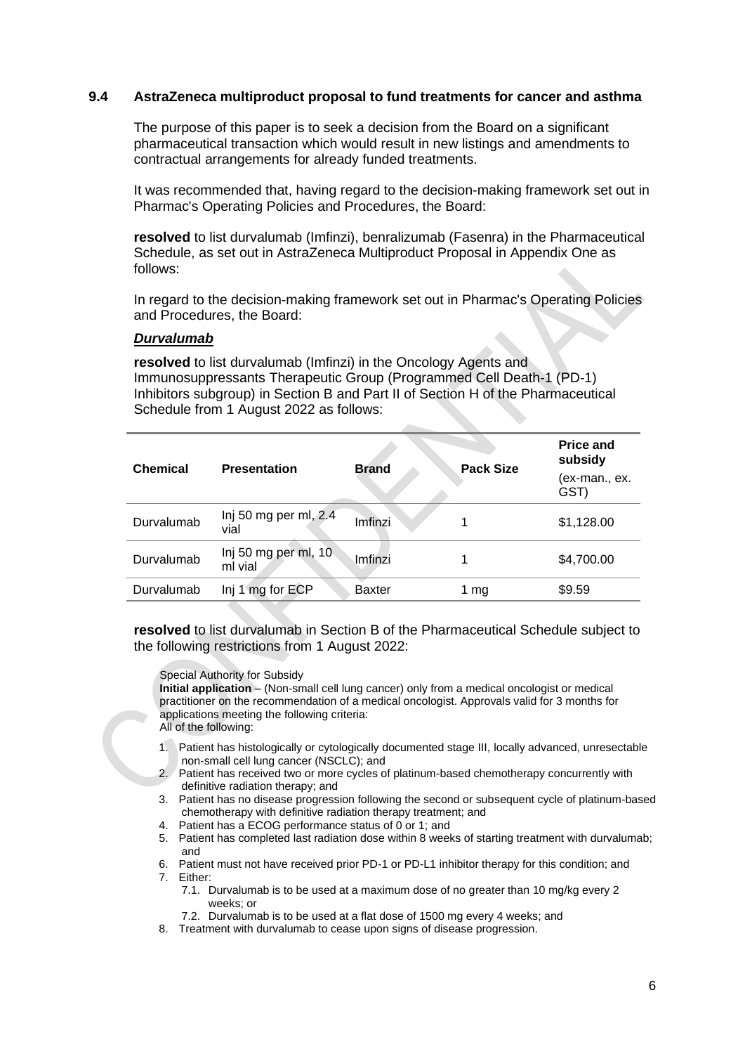## 9.4 AstraZeneca multiproduct proposal to fund treatments for cancer and asthma

The purpose of this paper is to seek a decision from the Board on a significant pharmaceutical transaction which would result in new listings and amendments to contractual arrangements for already funded treatments.

It was recommended that, having regard to the decision-making framework set out in Pharmac's Operating Policies and Procedures, the Board:

**resolved** to list durvalumab (Imfinzi), benralizumab (Fasenra) in the Pharmaceutical Schedule, as set out in AstraZeneca Multiproduct Proposal in Appendix One as follows:

In regard to the decision-making framework set out in Pharmac's Operating Policies and Procedures, the Board:

***Durvalumab***

**resolved** to list durvalumab (Imfinzi) in the Oncology Agents and Immunosuppressants Therapeutic Group (Programmed Cell Death-1 (PD-1) Inhibitors subgroup) in Section B and Part II of Section H of the Pharmaceutical Schedule from 1 August 2022 as follows:

| Chemical | Presentation | Brand | Pack Size | Price and subsidy (ex-man., ex. GST) |
|---|---|---|---|---|
| Durvalumab | Inj 50 mg per ml, 2.4 vial | Imfinzi | 1 | $1,128.00 |
| Durvalumab | Inj 50 mg per ml, 10 ml vial | Imfinzi | 1 | $4,700.00 |
| Durvalumab | Inj 1 mg for ECP | Baxter | 1 mg | $9.59 |

**resolved** to list durvalumab in Section B of the Pharmaceutical Schedule subject to the following restrictions from 1 August 2022:

Special Authority for Subsidy
**Initial application** – (Non-small cell lung cancer) only from a medical oncologist or medical practitioner on the recommendation of a medical oncologist. Approvals valid for 3 months for applications meeting the following criteria:
All of the following:

1. Patient has histologically or cytologically documented stage III, locally advanced, unresectable non-small cell lung cancer (NSCLC); and
2. Patient has received two or more cycles of platinum-based chemotherapy concurrently with definitive radiation therapy; and
3. Patient has no disease progression following the second or subsequent cycle of platinum-based chemotherapy with definitive radiation therapy treatment; and
4. Patient has a ECOG performance status of 0 or 1; and
5. Patient has completed last radiation dose within 8 weeks of starting treatment with durvalumab; and
6. Patient must not have received prior PD-1 or PD-L1 inhibitor therapy for this condition; and
7. Either:
   7.1. Durvalumab is to be used at a maximum dose of no greater than 10 mg/kg every 2 weeks; or
   7.2. Durvalumab is to be used at a flat dose of 1500 mg every 4 weeks; and
8. Treatment with durvalumab to cease upon signs of disease progression.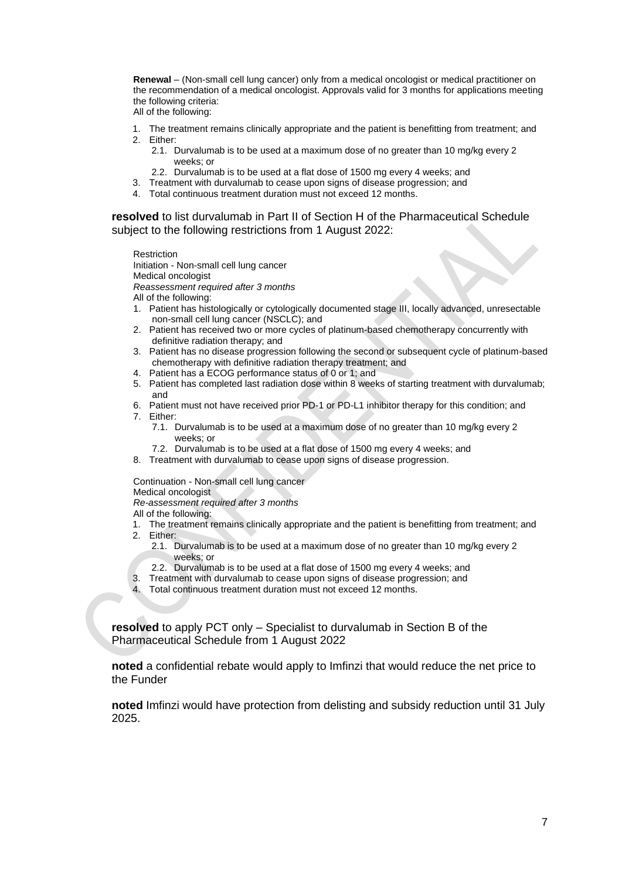**Renewal** – (Non-small cell lung cancer) only from a medical oncologist or medical practitioner on the recommendation of a medical oncologist. Approvals valid for 3 months for applications meeting the following criteria:
All of the following:

1. The treatment remains clinically appropriate and the patient is benefitting from treatment; and
2. Either:
   2.1. Durvalumab is to be used at a maximum dose of no greater than 10 mg/kg every 2 weeks; or
   2.2. Durvalumab is to be used at a flat dose of 1500 mg every 4 weeks; and
3. Treatment with durvalumab to cease upon signs of disease progression; and
4. Total continuous treatment duration must not exceed 12 months.

**resolved** to list durvalumab in Part II of Section H of the Pharmaceutical Schedule subject to the following restrictions from 1 August 2022:

Restriction
Initiation - Non-small cell lung cancer
Medical oncologist
*Reassessment required after 3 months*
All of the following:

1. Patient has histologically or cytologically documented stage III, locally advanced, unresectable non-small cell lung cancer (NSCLC); and
2. Patient has received two or more cycles of platinum-based chemotherapy concurrently with definitive radiation therapy; and
3. Patient has no disease progression following the second or subsequent cycle of platinum-based chemotherapy with definitive radiation therapy treatment; and
4. Patient has a ECOG performance status of 0 or 1; and
5. Patient has completed last radiation dose within 8 weeks of starting treatment with durvalumab; and
6. Patient must not have received prior PD-1 or PD-L1 inhibitor therapy for this condition; and
7. Either:
   7.1. Durvalumab is to be used at a maximum dose of no greater than 10 mg/kg every 2 weeks; or
   7.2. Durvalumab is to be used at a flat dose of 1500 mg every 4 weeks; and
8. Treatment with durvalumab to cease upon signs of disease progression.

Continuation - Non-small cell lung cancer
Medical oncologist
*Re-assessment required after 3 months*
All of the following:

1. The treatment remains clinically appropriate and the patient is benefitting from treatment; and
2. Either:
   2.1. Durvalumab is to be used at a maximum dose of no greater than 10 mg/kg every 2 weeks; or
   2.2. Durvalumab is to be used at a flat dose of 1500 mg every 4 weeks; and
3. Treatment with durvalumab to cease upon signs of disease progression; and
4. Total continuous treatment duration must not exceed 12 months.

**resolved** to apply PCT only – Specialist to durvalumab in Section B of the Pharmaceutical Schedule from 1 August 2022

**noted** a confidential rebate would apply to Imfinzi that would reduce the net price to the Funder

**noted** Imfinzi would have protection from delisting and subsidy reduction until 31 July 2025.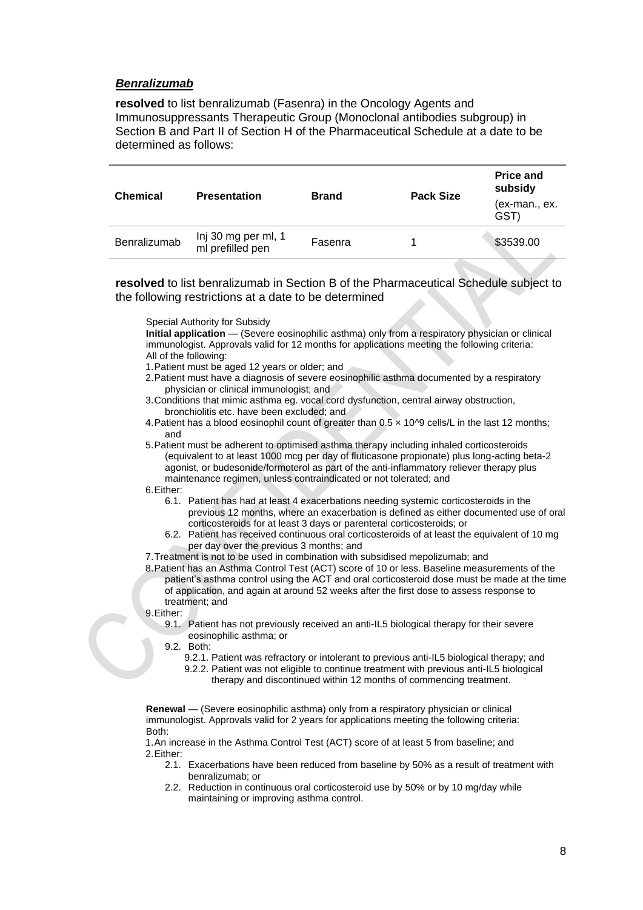***Benralizumab***

**resolved** to list benralizumab (Fasenra) in the Oncology Agents and Immunosuppressants Therapeutic Group (Monoclonal antibodies subgroup) in Section B and Part II of Section H of the Pharmaceutical Schedule at a date to be determined as follows:

| Chemical | Presentation | Brand | Pack Size | Price and subsidy (ex-man., ex. GST) |
|---|---|---|---|---|
| Benralizumab | Inj 30 mg per ml, 1 ml prefilled pen | Fasenra | 1 | $3539.00 |

**resolved** to list benralizumab in Section B of the Pharmaceutical Schedule subject to the following restrictions at a date to be determined

Special Authority for Subsidy

**Initial application** — (Severe eosinophilic asthma) only from a respiratory physician or clinical immunologist. Approvals valid for 12 months for applications meeting the following criteria:

All of the following:

1. Patient must be aged 12 years or older; and
2. Patient must have a diagnosis of severe eosinophilic asthma documented by a respiratory physician or clinical immunologist; and
3. Conditions that mimic asthma eg. vocal cord dysfunction, central airway obstruction, bronchiolitis etc. have been excluded; and
4. Patient has a blood eosinophil count of greater than $0.5 \times 10^9$ cells/L in the last 12 months; and
5. Patient must be adherent to optimised asthma therapy including inhaled corticosteroids (equivalent to at least 1000 mcg per day of fluticasone propionate) plus long-acting beta-2 agonist, or budesonide/formoterol as part of the anti-inflammatory reliever therapy plus maintenance regimen, unless contraindicated or not tolerated; and
6. Either:
   - 6.1. Patient has had at least 4 exacerbations needing systemic corticosteroids in the previous 12 months, where an exacerbation is defined as either documented use of oral corticosteroids for at least 3 days or parenteral corticosteroids; or
   - 6.2. Patient has received continuous oral corticosteroids of at least the equivalent of 10 mg per day over the previous 3 months; and
7. Treatment is not to be used in combination with subsidised mepolizumab; and
8. Patient has an Asthma Control Test (ACT) score of 10 or less. Baseline measurements of the patient's asthma control using the ACT and oral corticosteroid dose must be made at the time of application, and again at around 52 weeks after the first dose to assess response to treatment; and
9. Either:
   - 9.1. Patient has not previously received an anti-IL5 biological therapy for their severe eosinophilic asthma; or
   - 9.2. Both:
     - 9.2.1. Patient was refractory or intolerant to previous anti-IL5 biological therapy; and
     - 9.2.2. Patient was not eligible to continue treatment with previous anti-IL5 biological therapy and discontinued within 12 months of commencing treatment.

**Renewal** — (Severe eosinophilic asthma) only from a respiratory physician or clinical immunologist. Approvals valid for 2 years for applications meeting the following criteria:

Both:

1. An increase in the Asthma Control Test (ACT) score of at least 5 from baseline; and
2. Either:
   - 2.1. Exacerbations have been reduced from baseline by 50% as a result of treatment with benralizumab; or
   - 2.2. Reduction in continuous oral corticosteroid use by 50% or by 10 mg/day while maintaining or improving asthma control.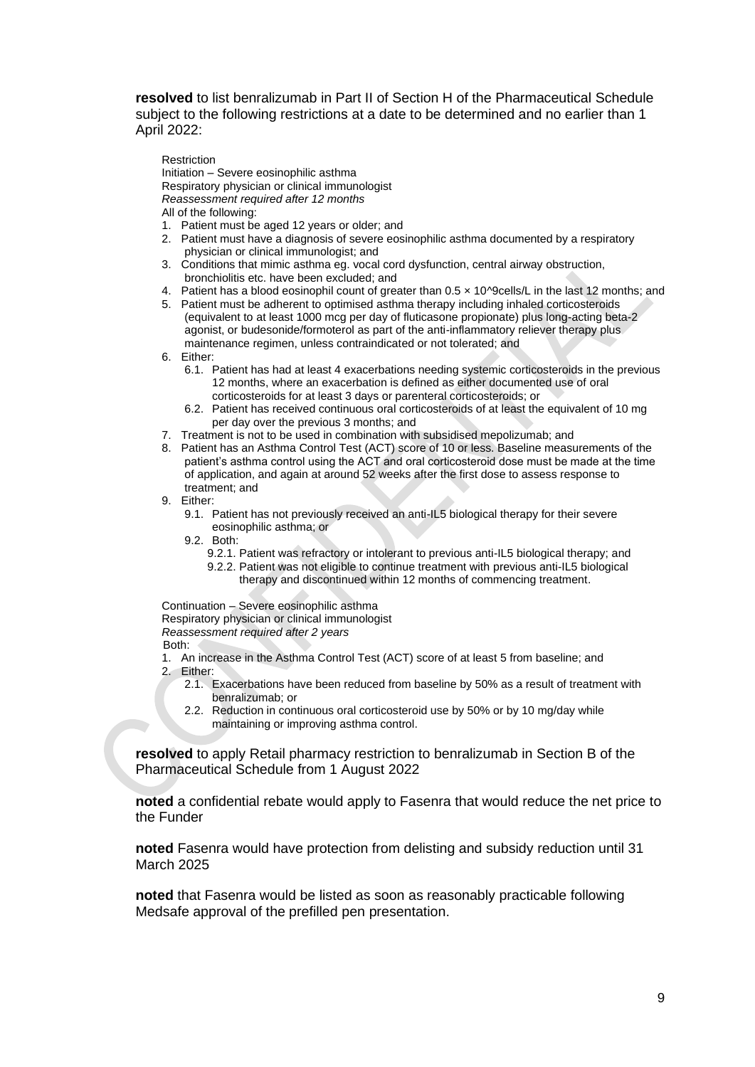**resolved** to list benralizumab in Part II of Section H of the Pharmaceutical Schedule subject to the following restrictions at a date to be determined and no earlier than 1 April 2022:

Restriction
Initiation – Severe eosinophilic asthma
Respiratory physician or clinical immunologist
*Reassessment required after 12 months*
All of the following:

1. Patient must be aged 12 years or older; and
2. Patient must have a diagnosis of severe eosinophilic asthma documented by a respiratory physician or clinical immunologist; and
3. Conditions that mimic asthma eg. vocal cord dysfunction, central airway obstruction, bronchiolitis etc. have been excluded; and
4. Patient has a blood eosinophil count of greater than 0.5 × 10^9cells/L in the last 12 months; and
5. Patient must be adherent to optimised asthma therapy including inhaled corticosteroids (equivalent to at least 1000 mcg per day of fluticasone propionate) plus long-acting beta-2 agonist, or budesonide/formoterol as part of the anti-inflammatory reliever therapy plus maintenance regimen, unless contraindicated or not tolerated; and
6. Either:
   - 6.1. Patient has had at least 4 exacerbations needing systemic corticosteroids in the previous 12 months, where an exacerbation is defined as either documented use of oral corticosteroids for at least 3 days or parenteral corticosteroids; or
   - 6.2. Patient has received continuous oral corticosteroids of at least the equivalent of 10 mg per day over the previous 3 months; and
7. Treatment is not to be used in combination with subsidised mepolizumab; and
8. Patient has an Asthma Control Test (ACT) score of 10 or less. Baseline measurements of the patient's asthma control using the ACT and oral corticosteroid dose must be made at the time of application, and again at around 52 weeks after the first dose to assess response to treatment; and
9. Either:
   - 9.1. Patient has not previously received an anti-IL5 biological therapy for their severe eosinophilic asthma; or
   - 9.2. Both:
     - 9.2.1. Patient was refractory or intolerant to previous anti-IL5 biological therapy; and
     - 9.2.2. Patient was not eligible to continue treatment with previous anti-IL5 biological therapy and discontinued within 12 months of commencing treatment.

Continuation – Severe eosinophilic asthma
Respiratory physician or clinical immunologist
*Reassessment required after 2 years*
Both:

1. An increase in the Asthma Control Test (ACT) score of at least 5 from baseline; and
2. Either:
   - 2.1. Exacerbations have been reduced from baseline by 50% as a result of treatment with benralizumab; or
   - 2.2. Reduction in continuous oral corticosteroid use by 50% or by 10 mg/day while maintaining or improving asthma control.

**resolved** to apply Retail pharmacy restriction to benralizumab in Section B of the Pharmaceutical Schedule from 1 August 2022

**noted** a confidential rebate would apply to Fasenra that would reduce the net price to the Funder

**noted** Fasenra would have protection from delisting and subsidy reduction until 31 March 2025

**noted** that Fasenra would be listed as soon as reasonably practicable following Medsafe approval of the prefilled pen presentation.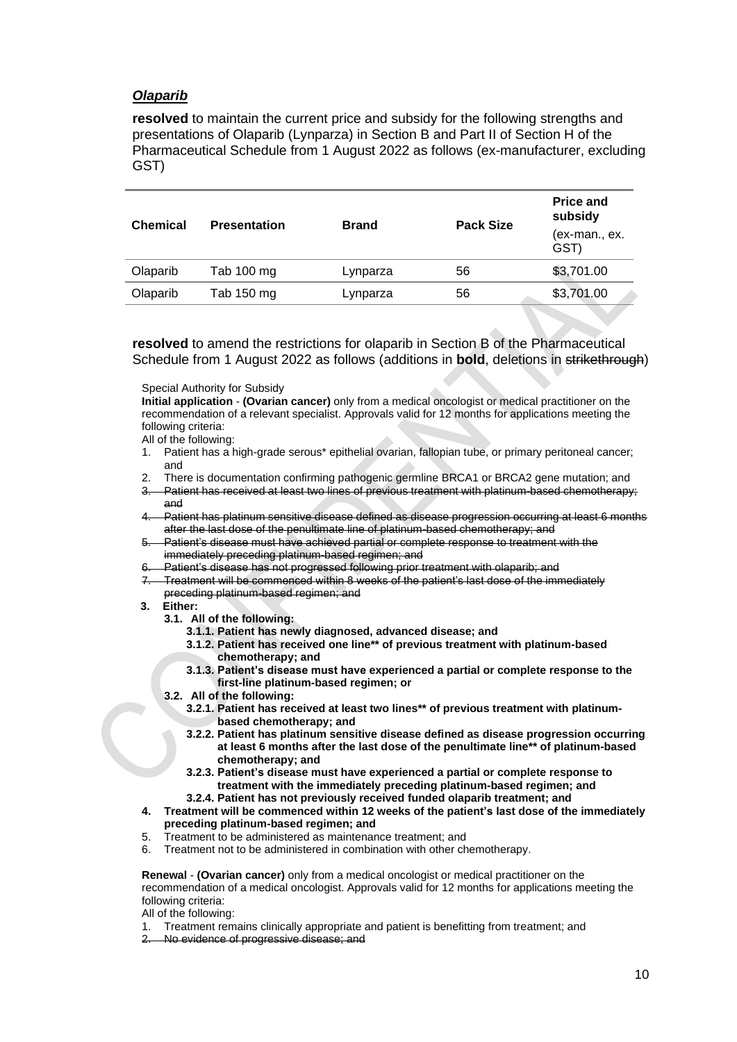## ***Olaparib***

**resolved** to maintain the current price and subsidy for the following strengths and presentations of Olaparib (Lynparza) in Section B and Part II of Section H of the Pharmaceutical Schedule from 1 August 2022 as follows (ex-manufacturer, excluding GST)

| Chemical | Presentation | Brand | Pack Size | Price and subsidy (ex-man., ex. GST) |
|---|---|---|---|---|
| Olaparib | Tab 100 mg | Lynparza | 56 | $3,701.00 |
| Olaparib | Tab 150 mg | Lynparza | 56 | $3,701.00 |

**resolved** to amend the restrictions for olaparib in Section B of the Pharmaceutical Schedule from 1 August 2022 as follows (additions in **bold**, deletions in ~~strikethrough~~)

Special Authority for Subsidy

**Initial application** - **(Ovarian cancer)** only from a medical oncologist or medical practitioner on the recommendation of a relevant specialist. Approvals valid for 12 months for applications meeting the following criteria:

All of the following:

1. Patient has a high-grade serous* epithelial ovarian, fallopian tube, or primary peritoneal cancer; and
2. There is documentation confirming pathogenic germline BRCA1 or BRCA2 gene mutation; and
3. ~~Patient has received at least two lines of previous treatment with platinum-based chemotherapy; and~~
4. ~~Patient has platinum sensitive disease defined as disease progression occurring at least 6 months after the last dose of the penultimate line of platinum-based chemotherapy; and~~
5. ~~Patient's disease must have achieved partial or complete response to treatment with the immediately preceding platinum-based regimen; and~~
6. ~~Patient's disease has not progressed following prior treatment with olaparib; and~~
7. ~~Treatment will be commenced within 8 weeks of the patient's last dose of the immediately preceding platinum-based regimen; and~~

**3. Either:**
   - **3.1. All of the following:**
     - **3.1.1. Patient has newly diagnosed, advanced disease; and**
     - **3.1.2. Patient has received one line** of previous treatment with platinum-based chemotherapy; and**
     - **3.1.3. Patient's disease must have experienced a partial or complete response to the first-line platinum-based regimen; or**
   - **3.2. All of the following:**
     - **3.2.1. Patient has received at least two lines** of previous treatment with platinum-based chemotherapy; and**
     - **3.2.2. Patient has platinum sensitive disease defined as disease progression occurring at least 6 months after the last dose of the penultimate line** of platinum-based chemotherapy; and**
     - **3.2.3. Patient's disease must have experienced a partial or complete response to treatment with the immediately preceding platinum-based regimen; and**
     - **3.2.4. Patient has not previously received funded olaparib treatment; and**

**4. Treatment will be commenced within 12 weeks of the patient's last dose of the immediately preceding platinum-based regimen; and**

5. Treatment to be administered as maintenance treatment; and
6. Treatment not to be administered in combination with other chemotherapy.

**Renewal** - **(Ovarian cancer)** only from a medical oncologist or medical practitioner on the recommendation of a medical oncologist. Approvals valid for 12 months for applications meeting the following criteria:

All of the following:

1. Treatment remains clinically appropriate and patient is benefitting from treatment; and
2. ~~No evidence of progressive disease; and~~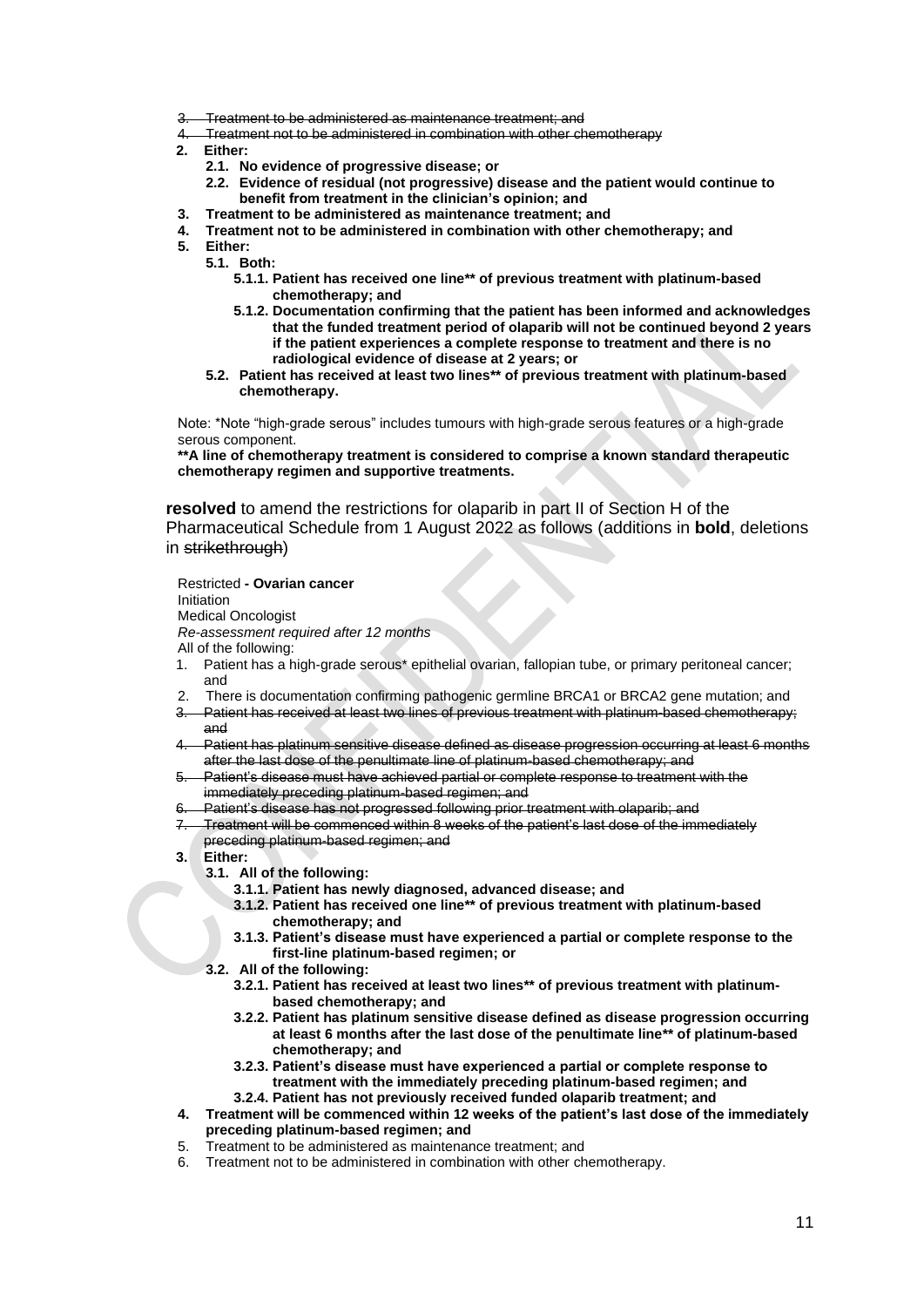3. ~~Treatment to be administered as maintenance treatment; and~~
4. ~~Treatment not to be administered in combination with other chemotherapy~~
2. **Either:**
   - **2.1. No evidence of progressive disease; or**
   - **2.2. Evidence of residual (not progressive) disease and the patient would continue to benefit from treatment in the clinician's opinion; and**
3. **Treatment to be administered as maintenance treatment; and**
4. **Treatment not to be administered in combination with other chemotherapy; and**
5. **Either:**
   - **5.1. Both:**
     - **5.1.1. Patient has received one line** of previous treatment with platinum-based chemotherapy; and**
     - **5.1.2. Documentation confirming that the patient has been informed and acknowledges that the funded treatment period of olaparib will not be continued beyond 2 years if the patient experiences a complete response to treatment and there is no radiological evidence of disease at 2 years; or**
   - **5.2. Patient has received at least two lines** of previous treatment with platinum-based chemotherapy.**

Note: *Note "high-grade serous" includes tumours with high-grade serous features or a high-grade serous component.
**\*\*A line of chemotherapy treatment is considered to comprise a known standard therapeutic chemotherapy regimen and supportive treatments.**

**resolved** to amend the restrictions for olaparib in part II of Section H of the Pharmaceutical Schedule from 1 August 2022 as follows (additions in **bold**, deletions in ~~strikethrough~~)

Restricted **- Ovarian cancer**
Initiation
Medical Oncologist
*Re-assessment required after 12 months*
All of the following:

1. Patient has a high-grade serous* epithelial ovarian, fallopian tube, or primary peritoneal cancer; and
2. There is documentation confirming pathogenic germline BRCA1 or BRCA2 gene mutation; and
3. ~~Patient has received at least two lines of previous treatment with platinum-based chemotherapy; and~~
4. ~~Patient has platinum sensitive disease defined as disease progression occurring at least 6 months after the last dose of the penultimate line of platinum-based chemotherapy; and~~
5. ~~Patient's disease must have achieved partial or complete response to treatment with the immediately preceding platinum-based regimen; and~~
6. ~~Patient's disease has not progressed following prior treatment with olaparib; and~~
7. ~~Treatment will be commenced within 8 weeks of the patient's last dose of the immediately preceding platinum-based regimen; and~~
3. **Either:**
   - **3.1. All of the following:**
     - **3.1.1. Patient has newly diagnosed, advanced disease; and**
     - **3.1.2. Patient has received one line** of previous treatment with platinum-based chemotherapy; and**
     - **3.1.3. Patient's disease must have experienced a partial or complete response to the first-line platinum-based regimen; or**
   - **3.2. All of the following:**
     - **3.2.1. Patient has received at least two lines** of previous treatment with platinum-based chemotherapy; and**
     - **3.2.2. Patient has platinum sensitive disease defined as disease progression occurring at least 6 months after the last dose of the penultimate line** of platinum-based chemotherapy; and**
     - **3.2.3. Patient's disease must have experienced a partial or complete response to treatment with the immediately preceding platinum-based regimen; and**
     - **3.2.4. Patient has not previously received funded olaparib treatment; and**
4. **Treatment will be commenced within 12 weeks of the patient's last dose of the immediately preceding platinum-based regimen; and**
5. Treatment to be administered as maintenance treatment; and
6. Treatment not to be administered in combination with other chemotherapy.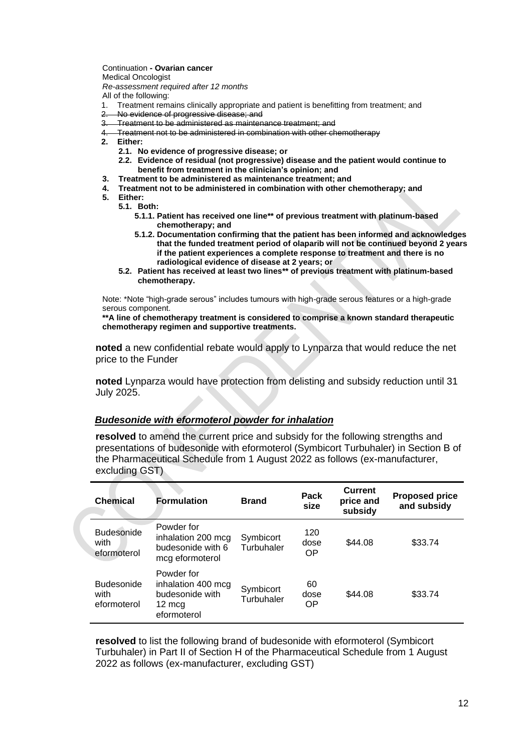Continuation **- Ovarian cancer**
Medical Oncologist
*Re-assessment required after 12 months*
All of the following:

1. Treatment remains clinically appropriate and patient is benefitting from treatment; and
2. ~~No evidence of progressive disease; and~~
3. ~~Treatment to be administered as maintenance treatment; and~~
4. ~~Treatment not to be administered in combination with other chemotherapy~~

**2. Either:**

- **2.1. No evidence of progressive disease; or**
- **2.2. Evidence of residual (not progressive) disease and the patient would continue to benefit from treatment in the clinician's opinion; and**

**3. Treatment to be administered as maintenance treatment; and**

**4. Treatment not to be administered in combination with other chemotherapy; and**

**5. Either:**

- **5.1. Both:**
  - **5.1.1. Patient has received one line** of previous treatment with platinum-based chemotherapy; and**
  - **5.1.2. Documentation confirming that the patient has been informed and acknowledges that the funded treatment period of olaparib will not be continued beyond 2 years if the patient experiences a complete response to treatment and there is no radiological evidence of disease at 2 years; or**
- **5.2. Patient has received at least two lines** of previous treatment with platinum-based chemotherapy.**

Note: *Note "high-grade serous" includes tumours with high-grade serous features or a high-grade serous component.
****A line of chemotherapy treatment is considered to comprise a known standard therapeutic chemotherapy regimen and supportive treatments.**

**noted** a new confidential rebate would apply to Lynparza that would reduce the net price to the Funder

**noted** Lynparza would have protection from delisting and subsidy reduction until 31 July 2025.

### ***Budesonide with eformoterol powder for inhalation***

**resolved** to amend the current price and subsidy for the following strengths and presentations of budesonide with eformoterol (Symbicort Turbuhaler) in Section B of the Pharmaceutical Schedule from 1 August 2022 as follows (ex-manufacturer, excluding GST)

| Chemical | Formulation | Brand | Pack size | Current price and subsidy | Proposed price and subsidy |
|---|---|---|---|---|---|
| Budesonide with eformoterol | Powder for inhalation 200 mcg budesonide with 6 mcg eformoterol | Symbicort Turbuhaler | 120 dose OP | $44.08 | $33.74 |
| Budesonide with eformoterol | Powder for inhalation 400 mcg budesonide with 12 mcg eformoterol | Symbicort Turbuhaler | 60 dose OP | $44.08 | $33.74 |

**resolved** to list the following brand of budesonide with eformoterol (Symbicort Turbuhaler) in Part II of Section H of the Pharmaceutical Schedule from 1 August 2022 as follows (ex-manufacturer, excluding GST)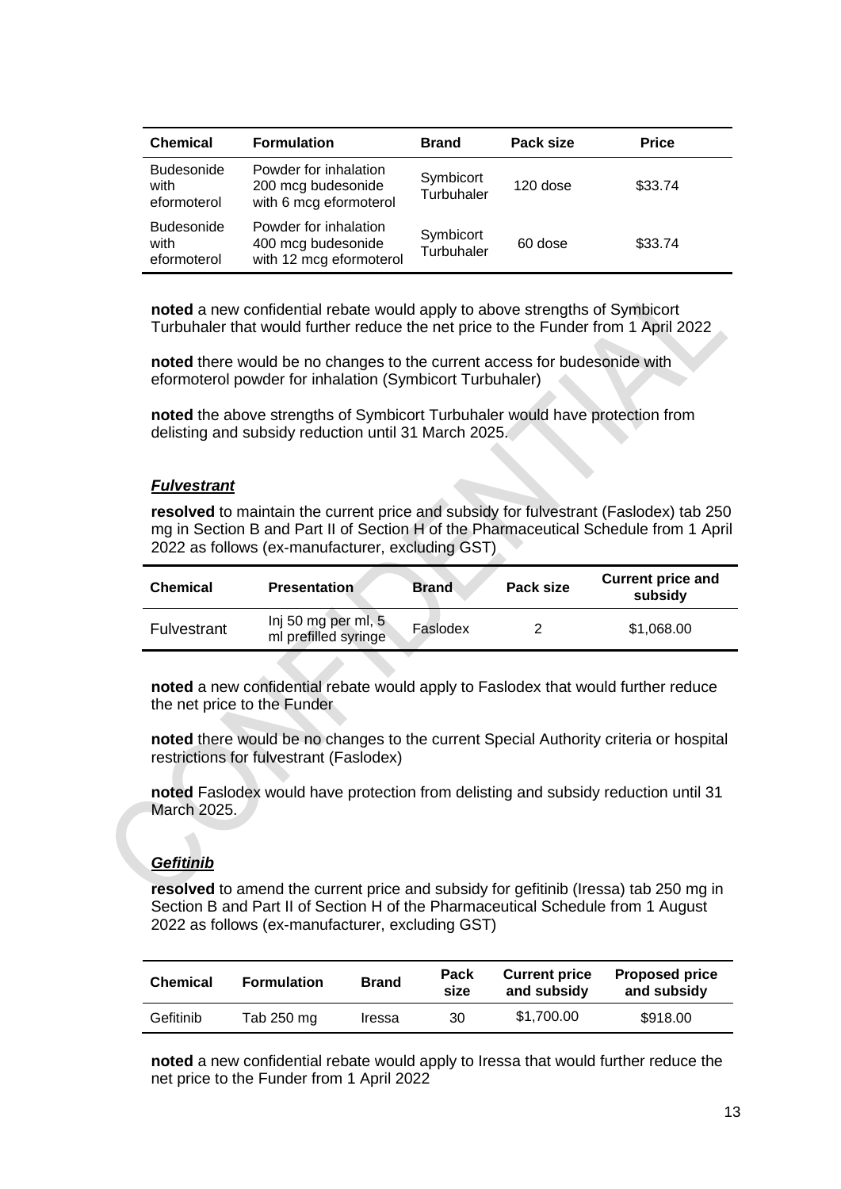| Chemical | Formulation | Brand | Pack size | Price |
|---|---|---|---|---|
| Budesonide with eformoterol | Powder for inhalation 200 mcg budesonide with 6 mcg eformoterol | Symbicort Turbuhaler | 120 dose | $33.74 |
| Budesonide with eformoterol | Powder for inhalation 400 mcg budesonide with 12 mcg eformoterol | Symbicort Turbuhaler | 60 dose | $33.74 |

**noted** a new confidential rebate would apply to above strengths of Symbicort Turbuhaler that would further reduce the net price to the Funder from 1 April 2022

**noted** there would be no changes to the current access for budesonide with eformoterol powder for inhalation (Symbicort Turbuhaler)

**noted** the above strengths of Symbicort Turbuhaler would have protection from delisting and subsidy reduction until 31 March 2025.

***Fulvestrant***

**resolved** to maintain the current price and subsidy for fulvestrant (Faslodex) tab 250 mg in Section B and Part II of Section H of the Pharmaceutical Schedule from 1 April 2022 as follows (ex-manufacturer, excluding GST)

| Chemical | Presentation | Brand | Pack size | Current price and subsidy |
|---|---|---|---|---|
| Fulvestrant | Inj 50 mg per ml, 5 ml prefilled syringe | Faslodex | 2 | $1,068.00 |

**noted** a new confidential rebate would apply to Faslodex that would further reduce the net price to the Funder

**noted** there would be no changes to the current Special Authority criteria or hospital restrictions for fulvestrant (Faslodex)

**noted** Faslodex would have protection from delisting and subsidy reduction until 31 March 2025.

***Gefitinib***

**resolved** to amend the current price and subsidy for gefitinib (Iressa) tab 250 mg in Section B and Part II of Section H of the Pharmaceutical Schedule from 1 August 2022 as follows (ex-manufacturer, excluding GST)

| Chemical | Formulation | Brand | Pack size | Current price and subsidy | Proposed price and subsidy |
|---|---|---|---|---|---|
| Gefitinib | Tab 250 mg | Iressa | 30 | $1,700.00 | $918.00 |

**noted** a new confidential rebate would apply to Iressa that would further reduce the net price to the Funder from 1 April 2022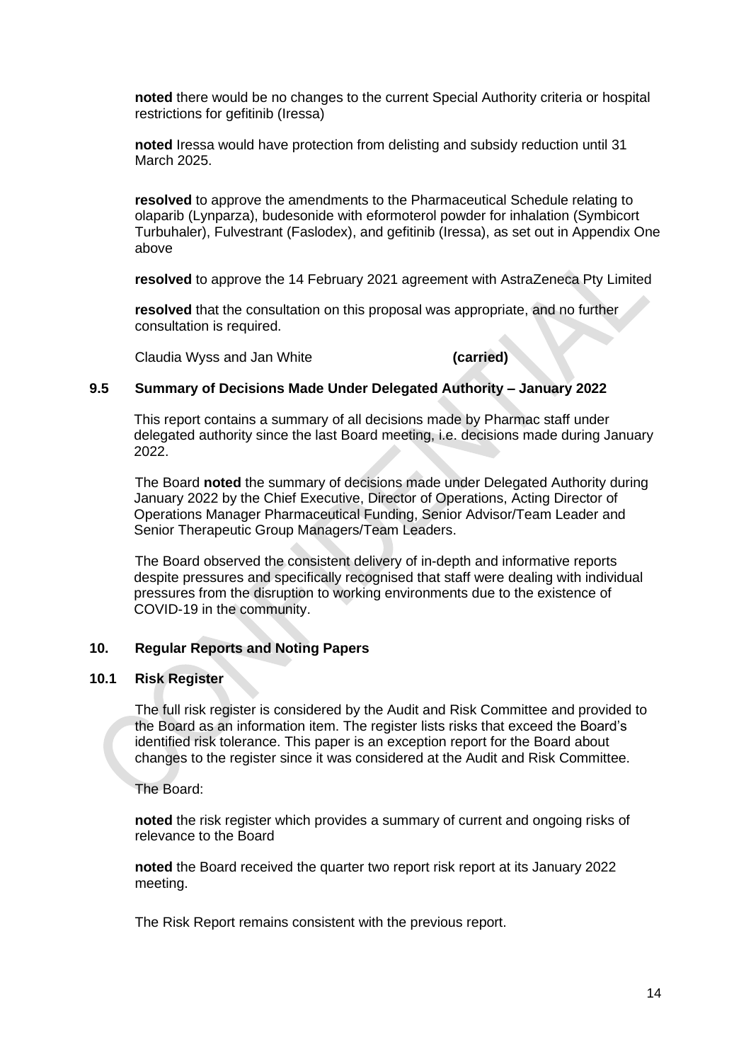**noted** there would be no changes to the current Special Authority criteria or hospital restrictions for gefitinib (Iressa)

**noted** Iressa would have protection from delisting and subsidy reduction until 31 March 2025.

**resolved** to approve the amendments to the Pharmaceutical Schedule relating to olaparib (Lynparza), budesonide with eformoterol powder for inhalation (Symbicort Turbuhaler), Fulvestrant (Faslodex), and gefitinib (Iressa), as set out in Appendix One above

**resolved** to approve the 14 February 2021 agreement with AstraZeneca Pty Limited

**resolved** that the consultation on this proposal was appropriate, and no further consultation is required.

Claudia Wyss and Jan White **(carried)**

### 9.5 Summary of Decisions Made Under Delegated Authority – January 2022

This report contains a summary of all decisions made by Pharmac staff under delegated authority since the last Board meeting, i.e. decisions made during January 2022.

The Board **noted** the summary of decisions made under Delegated Authority during January 2022 by the Chief Executive, Director of Operations, Acting Director of Operations Manager Pharmaceutical Funding, Senior Advisor/Team Leader and Senior Therapeutic Group Managers/Team Leaders.

The Board observed the consistent delivery of in-depth and informative reports despite pressures and specifically recognised that staff were dealing with individual pressures from the disruption to working environments due to the existence of COVID-19 in the community.

## 10. Regular Reports and Noting Papers

### 10.1 Risk Register

The full risk register is considered by the Audit and Risk Committee and provided to the Board as an information item. The register lists risks that exceed the Board's identified risk tolerance. This paper is an exception report for the Board about changes to the register since it was considered at the Audit and Risk Committee.

The Board:

**noted** the risk register which provides a summary of current and ongoing risks of relevance to the Board

**noted** the Board received the quarter two report risk report at its January 2022 meeting.

The Risk Report remains consistent with the previous report.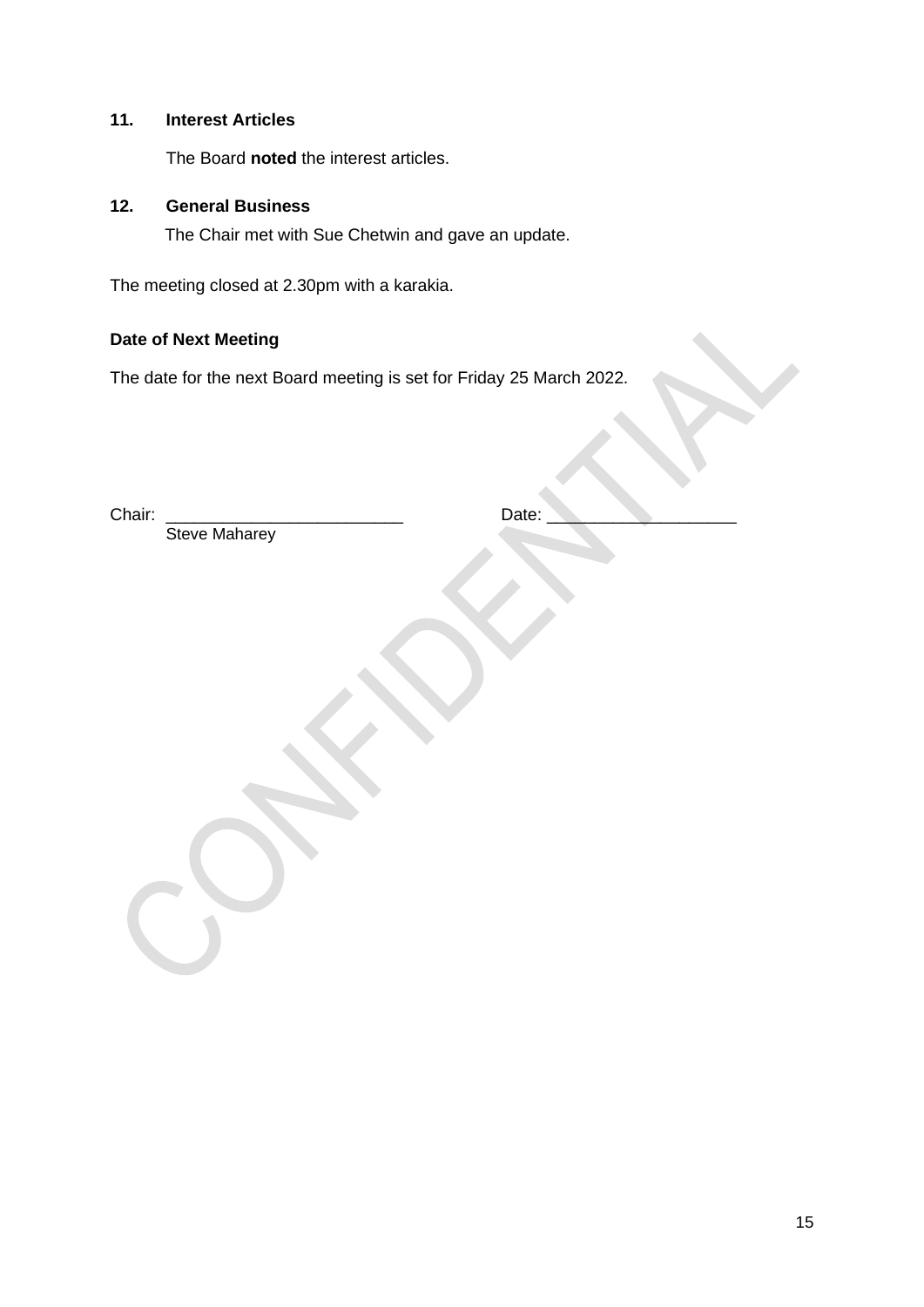### 11. Interest Articles

The Board **noted** the interest articles.

### 12. General Business

The Chair met with Sue Chetwin and gave an update.

The meeting closed at 2.30pm with a karakia.

**Date of Next Meeting**

The date for the next Board meeting is set for Friday 25 March 2022.

Chair: ________________________ Date: ____________________
Steve Maharey